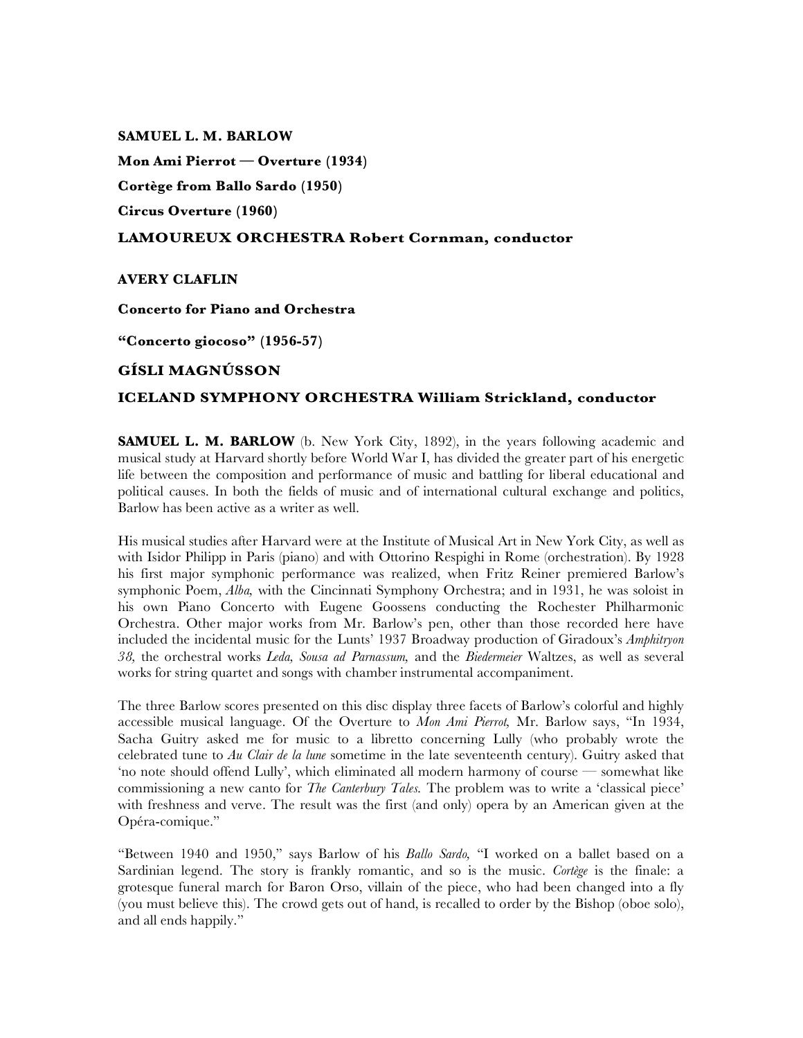**SAMUEL L. M. BARLOW**

**Mon Ami Pierrot — Overture (1934)**

**Cortège from Ballo Sardo (1950)**

**Circus Overture (1960)**

**LAMOUREUX ORCHESTRA Robert Cornman, conductor**

**AVERY CLAFLIN**

**Concerto for Piano and Orchestra**

**"Concerto giocoso" (1956-57)**

**GÍSLI MAGNÚSSON**

**ICELAND SYMPHONY ORCHESTRA William Strickland, conductor**

**SAMUEL L. M. BARLOW** (b. New York City, 1892), in the years following academic and musical study at Harvard shortly before World War I, has divided the greater part of his energetic life between the composition and performance of music and battling for liberal educational and political causes. In both the fields of music and of international cultural exchange and politics, Barlow has been active as a writer as well.

His musical studies after Harvard were at the Institute of Musical Art in New York City, as well as with Isidor Philipp in Paris (piano) and with Ottorino Respighi in Rome (orchestration). By 1928 his first major symphonic performance was realized, when Fritz Reiner premiered Barlow's symphonic Poem, *Alba,* with the Cincinnati Symphony Orchestra; and in 1931, he was soloist in his own Piano Concerto with Eugene Goossens conducting the Rochester Philharmonic Orchestra. Other major works from Mr. Barlow's pen, other than those recorded here have included the incidental music for the Lunts' 1937 Broadway production of Giradoux's *Amphitryon 38,* the orchestral works *Leda, Sousa ad Parnassum,* and the *Biedermeier* Waltzes, as well as several works for string quartet and songs with chamber instrumental accompaniment.

The three Barlow scores presented on this disc display three facets of Barlow's colorful and highly accessible musical language. Of the Overture to *Mon Ami Pierrot,* Mr. Barlow says, "In 1934, Sacha Guitry asked me for music to a libretto concerning Lully (who probably wrote the celebrated tune to *Au Clair de la lune* sometime in the late seventeenth century). Guitry asked that 'no note should offend Lully', which eliminated all modern harmony of course — somewhat like commissioning a new canto for *The Canterbury Tales.* The problem was to write a 'classical piece' with freshness and verve. The result was the first (and only) opera by an American given at the Opéra-comique."

"Between 1940 and 1950," says Barlow of his *Ballo Sardo,* "I worked on a ballet based on a Sardinian legend. The story is frankly romantic, and so is the music. *Cortège* is the finale: a grotesque funeral march for Baron Orso, villain of the piece, who had been changed into a fly (you must believe this). The crowd gets out of hand, is recalled to order by the Bishop (oboe solo), and all ends happily."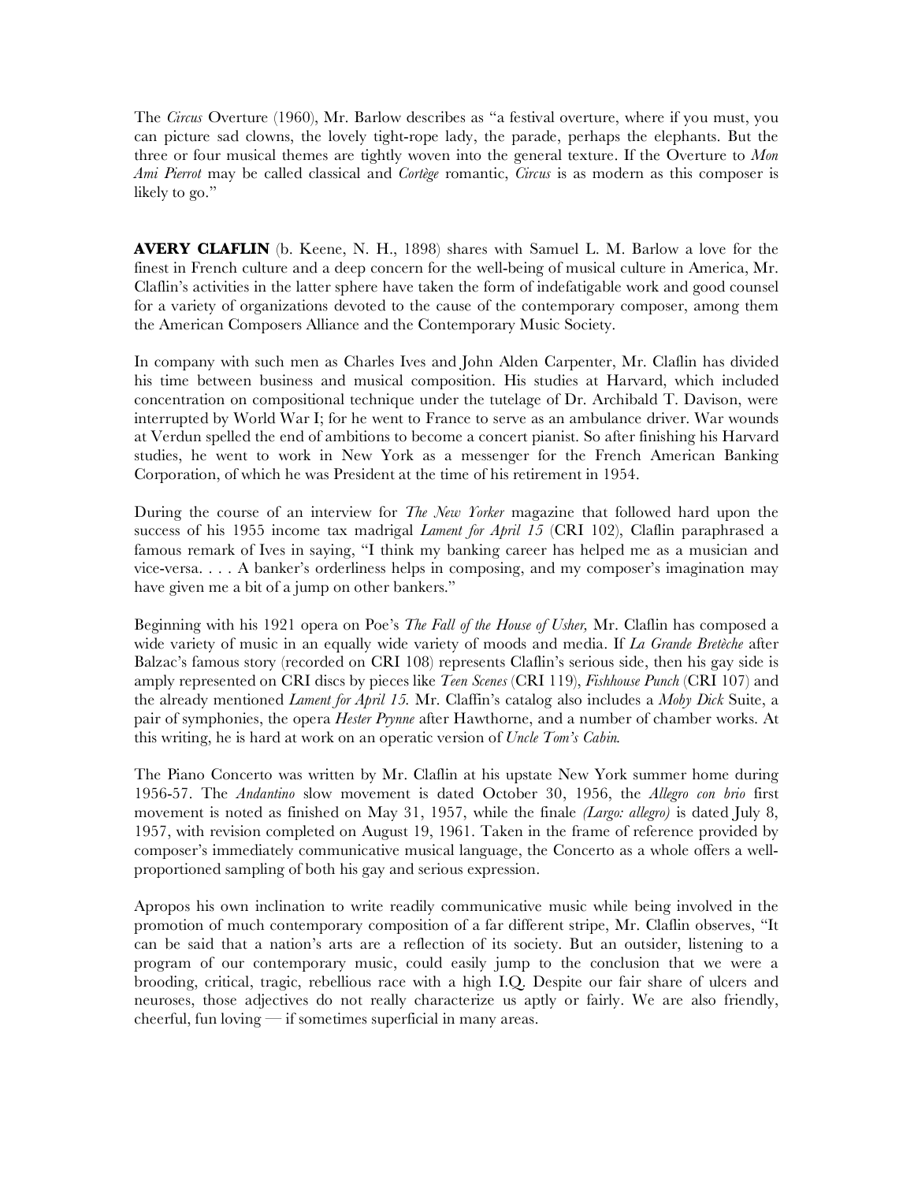The *Circus* Overture (1960), Mr. Barlow describes as "a festival overture, where if you must, you can picture sad clowns, the lovely tight-rope lady, the parade, perhaps the elephants. But the three or four musical themes are tightly woven into the general texture. If the Overture to *Mon Ami Pierrot* may be called classical and *Cortège* romantic, *Circus* is as modern as this composer is likely to go."

**AVERY CLAFLIN** (b. Keene, N. H., 1898) shares with Samuel L. M. Barlow a love for the finest in French culture and a deep concern for the well-being of musical culture in America, Mr. Claflin's activities in the latter sphere have taken the form of indefatigable work and good counsel for a variety of organizations devoted to the cause of the contemporary composer, among them the American Composers Alliance and the Contemporary Music Society.

In company with such men as Charles Ives and John Alden Carpenter, Mr. Claflin has divided his time between business and musical composition. His studies at Harvard, which included concentration on compositional technique under the tutelage of Dr. Archibald T. Davison, were interrupted by World War I; for he went to France to serve as an ambulance driver. War wounds at Verdun spelled the end of ambitions to become a concert pianist. So after finishing his Harvard studies, he went to work in New York as a messenger for the French American Banking Corporation, of which he was President at the time of his retirement in 1954.

During the course of an interview for *The New Yorker* magazine that followed hard upon the success of his 1955 income tax madrigal *Lament for April 15* (CRI 102), Claflin paraphrased a famous remark of Ives in saying, "I think my banking career has helped me as a musician and vice-versa. . . . A banker's orderliness helps in composing, and my composer's imagination may have given me a bit of a jump on other bankers."

Beginning with his 1921 opera on Poe's *The Fall of the House of Usher,* Mr. Claflin has composed a wide variety of music in an equally wide variety of moods and media. If *La Grande Bretèche* after Balzac's famous story (recorded on CRI 108) represents Claflin's serious side, then his gay side is amply represented on CRI discs by pieces like *Teen Scenes* (CRI 119), *Fishhouse Punch* (CRI 107) and the already mentioned *Lament for April 15.* Mr. Claffin's catalog also includes a *Moby Dick* Suite, a pair of symphonies, the opera *Hester Prynne* after Hawthorne, and a number of chamber works. At this writing, he is hard at work on an operatic version of *Uncle Tom's Cabin.*

The Piano Concerto was written by Mr. Claflin at his upstate New York summer home during 1956-57. The *Andantino* slow movement is dated October 30, 1956, the *Allegro con brio* first movement is noted as finished on May 31, 1957, while the finale *(Largo: allegro)* is dated July 8, 1957, with revision completed on August 19, 1961. Taken in the frame of reference provided by composer's immediately communicative musical language, the Concerto as a whole offers a well-proportioned sampling of both his gay and serious expression.

Apropos his own inclination to write readily communicative music while being involved in the promotion of much contemporary composition of a far different stripe, Mr. Claflin observes, "It can be said that a nation's arts are a reflection of its society. But an outsider, listening to a program of our contemporary music, could easily jump to the conclusion that we were a brooding, critical, tragic, rebellious race with a high I.Q. Despite our fair share of ulcers and neuroses, those adjectives do not really characterize us aptly or fairly. We are also friendly, cheerful, fun loving — if sometimes superficial in many areas.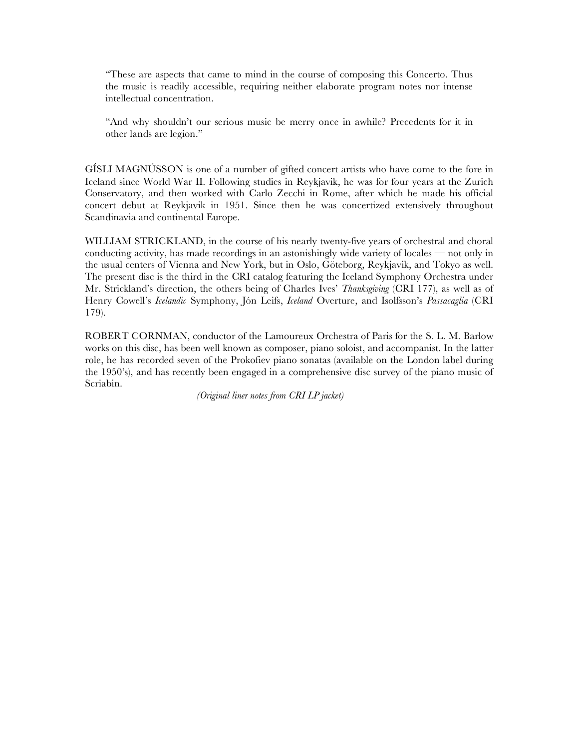> "These are aspects that came to mind in the course of composing this Concerto. Thus the music is readily accessible, requiring neither elaborate program notes nor intense intellectual concentration.
>
> "And why shouldn't our serious music be merry once in awhile? Precedents for it in other lands are legion."

GÍSLI MAGNÚSSON is one of a number of gifted concert artists who have come to the fore in Iceland since World War II. Following studies in Reykjavik, he was for four years at the Zurich Conservatory, and then worked with Carlo Zecchi in Rome, after which he made his official concert debut at Reykjavik in 1951. Since then he was concertized extensively throughout Scandinavia and continental Europe.

WILLIAM STRICKLAND, in the course of his nearly twenty-five years of orchestral and choral conducting activity, has made recordings in an astonishingly wide variety of locales — not only in the usual centers of Vienna and New York, but in Oslo, Göteborg, Reykjavik, and Tokyo as well. The present disc is the third in the CRI catalog featuring the Iceland Symphony Orchestra under Mr. Strickland's direction, the others being of Charles Ives' *Thanksgiving* (CRI 177), as well as of Henry Cowell's *Icelandic* Symphony, Jón Leifs, *Iceland* Overture, and Isolfsson's *Passacaglia* (CRI 179).

ROBERT CORNMAN, conductor of the Lamoureux Orchestra of Paris for the S. L. M. Barlow works on this disc, has been well known as composer, piano soloist, and accompanist. In the latter role, he has recorded seven of the Prokofiev piano sonatas (available on the London label during the 1950's), and has recently been engaged in a comprehensive disc survey of the piano music of Scriabin.

*(Original liner notes from CRI LP jacket)*